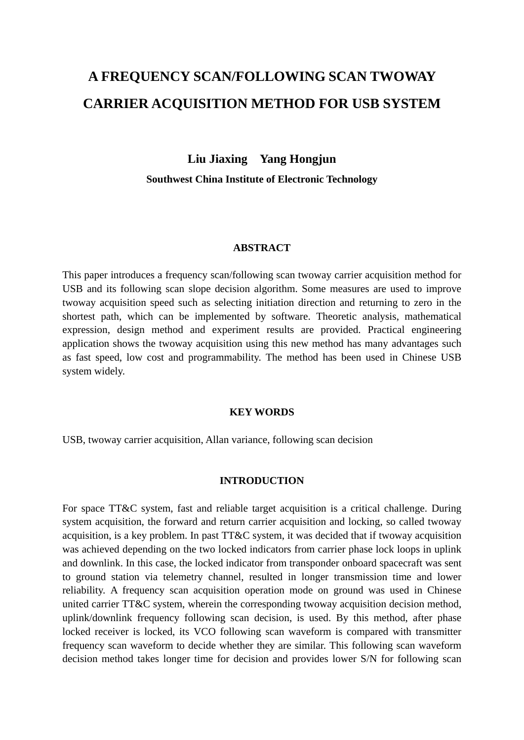# A FREQUENCY SCAN/FOLLOWING SCAN TWOWAY CARRIER ACQUISITION METHOD FOR USB SYSTEM

**Liu Jiaxing    Yang Hongjun**

**Southwest China Institute of Electronic Technology**

## ABSTRACT

This paper introduces a frequency scan/following scan twoway carrier acquisition method for USB and its following scan slope decision algorithm. Some measures are used to improve twoway acquisition speed such as selecting initiation direction and returning to zero in the shortest path, which can be implemented by software. Theoretic analysis, mathematical expression, design method and experiment results are provided. Practical engineering application shows the twoway acquisition using this new method has many advantages such as fast speed, low cost and programmability. The method has been used in Chinese USB system widely.

## KEY WORDS

USB, twoway carrier acquisition, Allan variance, following scan decision

## INTRODUCTION

For space TT&C system, fast and reliable target acquisition is a critical challenge. During system acquisition, the forward and return carrier acquisition and locking, so called twoway acquisition, is a key problem. In past TT&C system, it was decided that if twoway acquisition was achieved depending on the two locked indicators from carrier phase lock loops in uplink and downlink. In this case, the locked indicator from transponder onboard spacecraft was sent to ground station via telemetry channel, resulted in longer transmission time and lower reliability. A frequency scan acquisition operation mode on ground was used in Chinese united carrier TT&C system, wherein the corresponding twoway acquisition decision method, uplink/downlink frequency following scan decision, is used. By this method, after phase locked receiver is locked, its VCO following scan waveform is compared with transmitter frequency scan waveform to decide whether they are similar. This following scan waveform decision method takes longer time for decision and provides lower S/N for following scan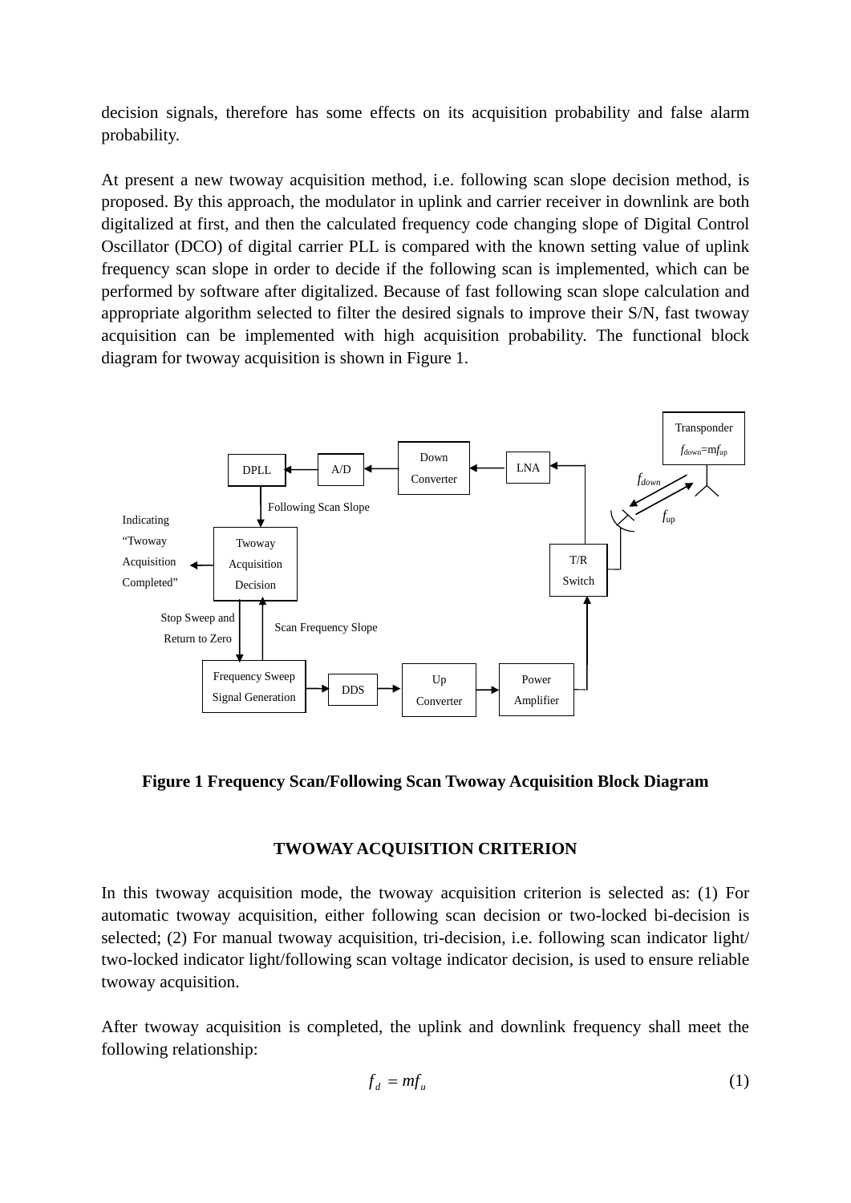decision signals, therefore has some effects on its acquisition probability and false alarm probability.

At present a new twoway acquisition method, i.e. following scan slope decision method, is proposed. By this approach, the modulator in uplink and carrier receiver in downlink are both digitalized at first, and then the calculated frequency code changing slope of Digital Control Oscillator (DCO) of digital carrier PLL is compared with the known setting value of uplink frequency scan slope in order to decide if the following scan is implemented, which can be performed by software after digitalized. Because of fast following scan slope calculation and appropriate algorithm selected to filter the desired signals to improve their S/N, fast twoway acquisition can be implemented with high acquisition probability. The functional block diagram for twoway acquisition is shown in Figure 1.

**Figure 1 Frequency Scan/Following Scan Twoway Acquisition Block Diagram**

## TWOWAY ACQUISITION CRITERION

In this twoway acquisition mode, the twoway acquisition criterion is selected as: (1) For automatic twoway acquisition, either following scan decision or two-locked bi-decision is selected; (2) For manual twoway acquisition, tri-decision, i.e. following scan indicator light/ two-locked indicator light/following scan voltage indicator decision, is used to ensure reliable twoway acquisition.

After twoway acquisition is completed, the uplink and downlink frequency shall meet the following relationship:

$$f_d = mf_u \tag{1}$$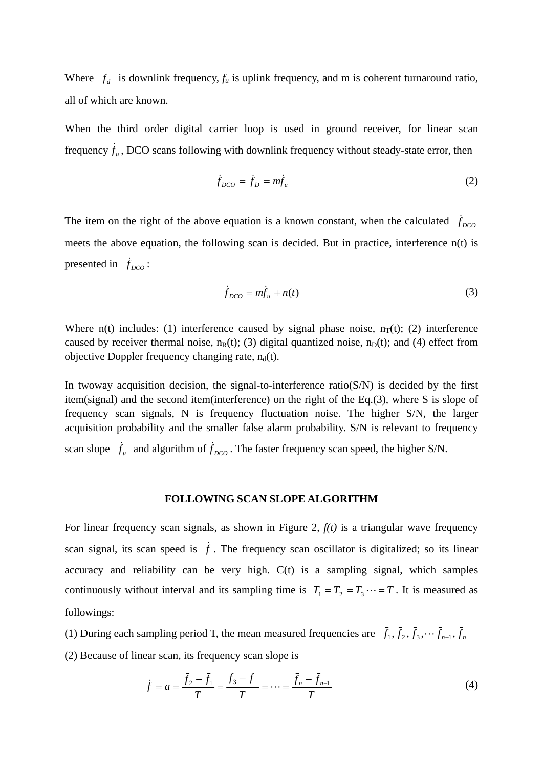Where $f_d$ is downlink frequency, $f_u$ is uplink frequency, and m is coherent turnaround ratio, all of which are known.

When the third order digital carrier loop is used in ground receiver, for linear scan frequency $\dot{f}_u$, DCO scans following with downlink frequency without steady-state error, then

$$\dot{f}_{DCO} = \dot{f}_D = m\dot{f}_u \tag{2}$$

The item on the right of the above equation is a known constant, when the calculated $\dot{f}_{DCO}$ meets the above equation, the following scan is decided. But in practice, interference n(t) is presented in $\dot{f}_{DCO}$:

$$\dot{f}_{DCO} = m\dot{f}_u + n(t) \tag{3}$$

Where n(t) includes: (1) interference caused by signal phase noise, $n_T(t)$; (2) interference caused by receiver thermal noise, $n_R(t)$; (3) digital quantized noise, $n_D(t)$; and (4) effect from objective Doppler frequency changing rate, $n_d(t)$.

In twoway acquisition decision, the signal-to-interference ratio(S/N) is decided by the first item(signal) and the second item(interference) on the right of the Eq.(3), where S is slope of frequency scan signals, N is frequency fluctuation noise. The higher S/N, the larger acquisition probability and the smaller false alarm probability. S/N is relevant to frequency scan slope $\dot{f}_u$ and algorithm of $\dot{f}_{DCO}$. The faster frequency scan speed, the higher S/N.

## FOLLOWING SCAN SLOPE ALGORITHM

For linear frequency scan signals, as shown in Figure 2, *f(t)* is a triangular wave frequency scan signal, its scan speed is $\dot{f}$. The frequency scan oscillator is digitalized; so its linear accuracy and reliability can be very high. C(t) is a sampling signal, which samples continuously without interval and its sampling time is $T_1 = T_2 = T_3 \cdots = T$. It is measured as followings:

(1) During each sampling period T, the mean measured frequencies are $\bar{f}_1, \bar{f}_2, \bar{f}_3, \cdots \bar{f}_{n-1}, \bar{f}_n$

(2) Because of linear scan, its frequency scan slope is

$$\dot{f} = a = \frac{\bar{f}_2 - \bar{f}_1}{T} = \frac{\bar{f}_3 - \bar{f}}{T} = \cdots = \frac{\bar{f}_n - \bar{f}_{n-1}}{T} \tag{4}$$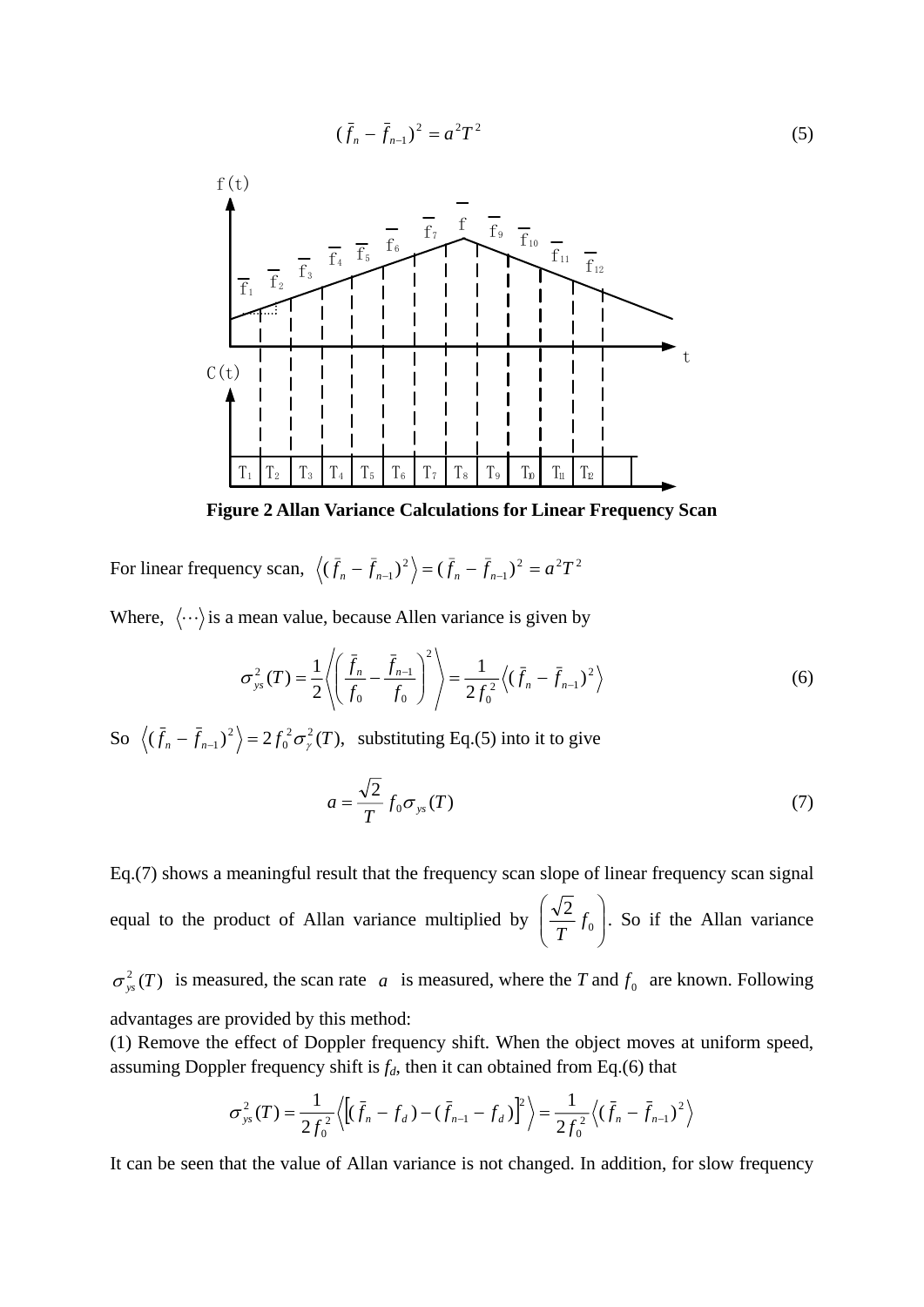$$(\bar{f}_n - \bar{f}_{n-1})^2 = a^2T^2 \tag{5}$$

**Figure 2 Allan Variance Calculations for Linear Frequency Scan**

For linear frequency scan, $\left\langle (\bar{f}_n - \bar{f}_{n-1})^2 \right\rangle = (\bar{f}_n - \bar{f}_{n-1})^2 = a^2T^2$

Where, $\langle \cdots \rangle$ is a mean value, because Allen variance is given by

$$\sigma_{ys}^2(T) = \frac{1}{2}\left\langle \left( \frac{\bar{f}_n}{f_0} - \frac{\bar{f}_{n-1}}{f_0} \right)^2 \right\rangle = \frac{1}{2f_0^2}\left\langle (\bar{f}_n - \bar{f}_{n-1})^2 \right\rangle \tag{6}$$

So $\left\langle (\bar{f}_n - \bar{f}_{n-1})^2 \right\rangle = 2f_0^2\sigma_\gamma^2(T)$, substituting Eq.(5) into it to give

$$a = \frac{\sqrt{2}}{T} f_0 \sigma_{ys}(T) \tag{7}$$

Eq.(7) shows a meaningful result that the frequency scan slope of linear frequency scan signal equal to the product of Allan variance multiplied by $\left( \frac{\sqrt{2}}{T} f_0 \right)$. So if the Allan variance $\sigma_{ys}^2(T)$ is measured, the scan rate $a$ is measured, where the $T$ and $f_0$ are known. Following advantages are provided by this method:

(1) Remove the effect of Doppler frequency shift. When the object moves at uniform speed, assuming Doppler frequency shift is $f_d$, then it can obtained from Eq.(6) that

$$\sigma_{ys}^2(T) = \frac{1}{2f_0^2}\left\langle \left[ (\bar{f}_n - f_d) - (\bar{f}_{n-1} - f_d) \right]^2 \right\rangle = \frac{1}{2f_0^2}\left\langle (\bar{f}_n - \bar{f}_{n-1})^2 \right\rangle$$

It can be seen that the value of Allan variance is not changed. In addition, for slow frequency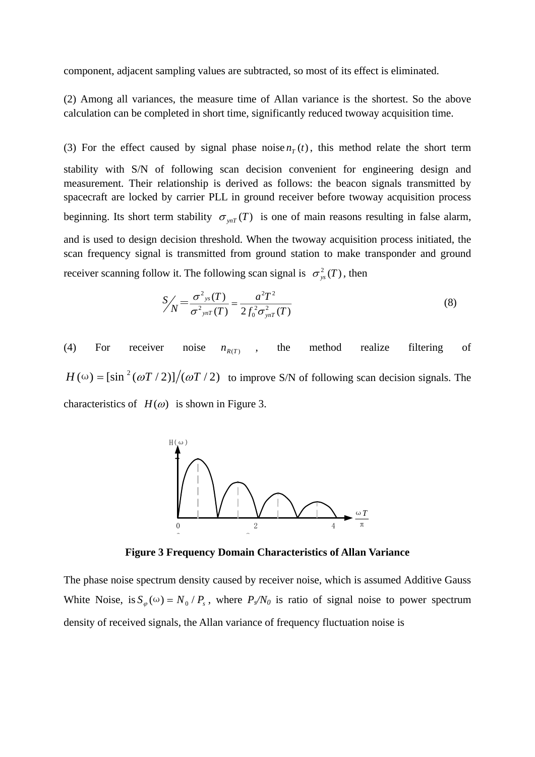component, adjacent sampling values are subtracted, so most of its effect is eliminated.

(2) Among all variances, the measure time of Allan variance is the shortest. So the above calculation can be completed in short time, significantly reduced twoway acquisition time.

(3) For the effect caused by signal phase noise $n_T(t)$, this method relate the short term stability with S/N of following scan decision convenient for engineering design and measurement. Their relationship is derived as follows: the beacon signals transmitted by spacecraft are locked by carrier PLL in ground receiver before twoway acquisition process beginning. Its short term stability $\sigma_{ynT}(T)$ is one of main reasons resulting in false alarm, and is used to design decision threshold. When the twoway acquisition process initiated, the scan frequency signal is transmitted from ground station to make transponder and ground receiver scanning follow it. The following scan signal is $\sigma^2_{ys}(T)$, then

$$S/N = \frac{\sigma^2{}_{ys}(T)}{\sigma^2{}_{ynT}(T)} = \frac{a^2T^2}{2f_0^2\sigma^2_{ynT}(T)} \tag{8}$$

(4) For receiver noise $n_{R(T)}$, the method realize filtering of $H(\omega) = [\sin^2(\omega T/2)]/(\omega T/2)$ to improve S/N of following scan decision signals. The characteristics of $H(\omega)$ is shown in Figure 3.

**Figure 3 Frequency Domain Characteristics of Allan Variance**

The phase noise spectrum density caused by receiver noise, which is assumed Additive Gauss White Noise, is $S_\varphi(\omega) = N_0/P_s$, where $P_s/N_0$ is ratio of signal noise to power spectrum density of received signals, the Allan variance of frequency fluctuation noise is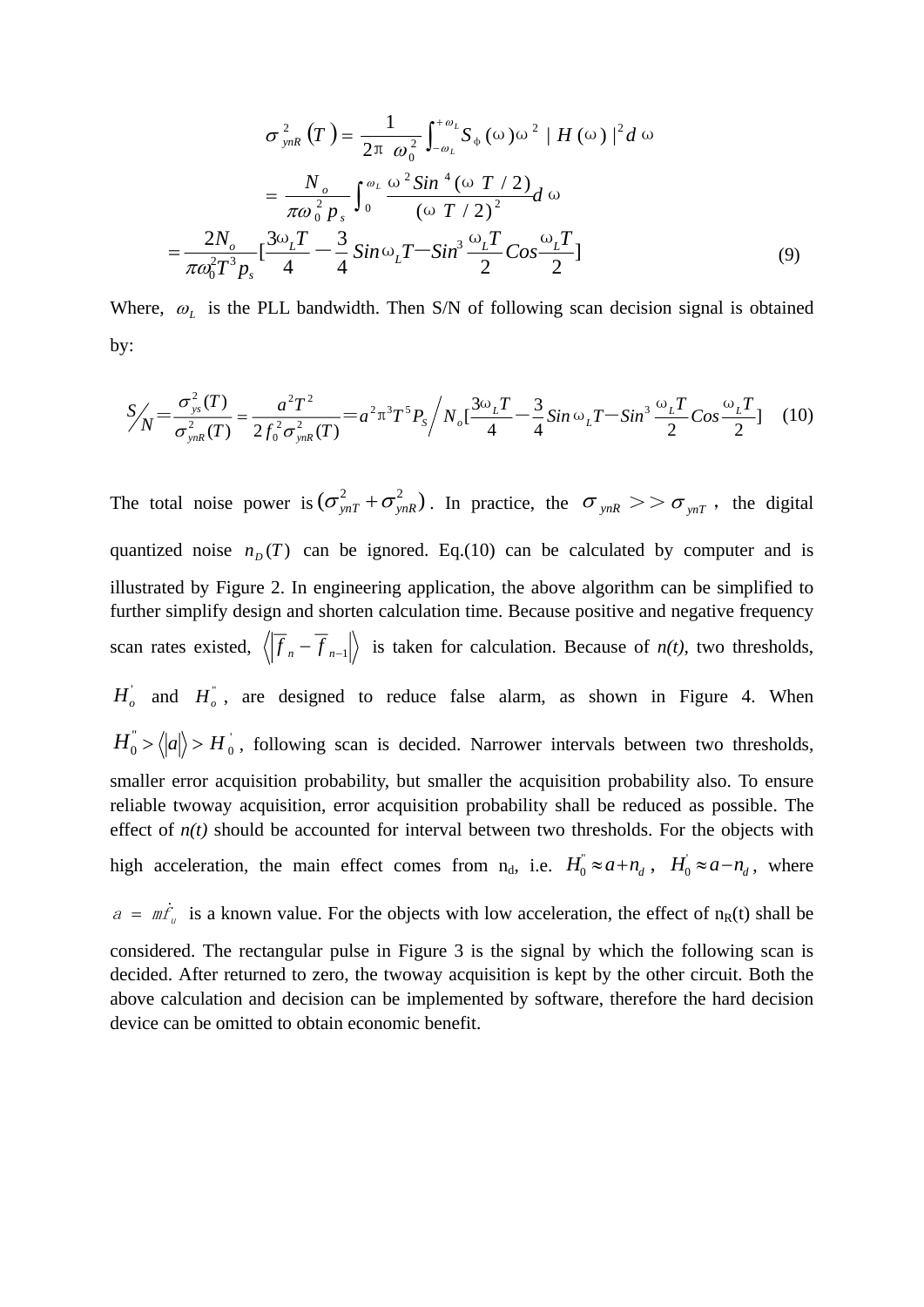$$
\begin{aligned}
\sigma^2_{ynR}(T) &= \frac{1}{2\pi\ \omega_0^2}\int_{-\omega_L}^{+\omega_L} S_\phi(\omega)\omega^2\ |H(\omega)|^2 d\omega \\
&= \frac{N_o}{\pi\omega_0^2 p_s}\int_0^{\omega_L} \frac{\omega^2 Sin^4(\omega\ T/2)}{(\omega\ T/2)^2} d\omega \\
&= \frac{2N_o}{\pi\omega_0^2 T^3 p_s}\left[\frac{3\omega_L T}{4} - \frac{3}{4}Sin\omega_L T - Sin^3\frac{\omega_L T}{2}Cos\frac{\omega_L T}{2}\right]
\end{aligned} \tag{9}
$$

Where, $\omega_L$ is the PLL bandwidth. Then S/N of following scan decision signal is obtained by:

$$
S/N = \frac{\sigma^2_{ys}(T)}{\sigma^2_{ynR}(T)} = \frac{a^2T^2}{2f_0^2\sigma^2_{ynR}(T)} = a^2\pi^3 T^5 P_S \Big/ N_o\left[\frac{3\omega_L T}{4} - \frac{3}{4}Sin\omega_L T - Sin^3\frac{\omega_L T}{2}Cos\frac{\omega_L T}{2}\right] \tag{10}
$$

The total noise power is $(\sigma^2_{ynT} + \sigma^2_{ynR})$. In practice, the $\sigma_{ynR} >> \sigma_{ynT}$, the digital quantized noise $n_D(T)$ can be ignored. Eq.(10) can be calculated by computer and is illustrated by Figure 2. In engineering application, the above algorithm can be simplified to further simplify design and shorten calculation time. Because positive and negative frequency scan rates existed, $\left\langle\left|\overline{f}_n - \overline{f}_{n-1}\right|\right\rangle$ is taken for calculation. Because of *n(t)*, two thresholds, $H_o^{'}$ and $H_o^{''}$, are designed to reduce false alarm, as shown in Figure 4. When $H_0^{''} > \langle|a|\rangle > H_0^{'}$, following scan is decided. Narrower intervals between two thresholds, smaller error acquisition probability, but smaller the acquisition probability also. To ensure reliable twoway acquisition, error acquisition probability shall be reduced as possible. The effect of *n(t)* should be accounted for interval between two thresholds. For the objects with high acceleration, the main effect comes from $n_d$, i.e. $H_0^{''} \approx a + n_d$, $H_0^{'} \approx a - n_d$, where $a = m\dot{f}_u$ is a known value. For the objects with low acceleration, the effect of $n_R(t)$ shall be considered. The rectangular pulse in Figure 3 is the signal by which the following scan is decided. After returned to zero, the twoway acquisition is kept by the other circuit. Both the above calculation and decision can be implemented by software, therefore the hard decision device can be omitted to obtain economic benefit.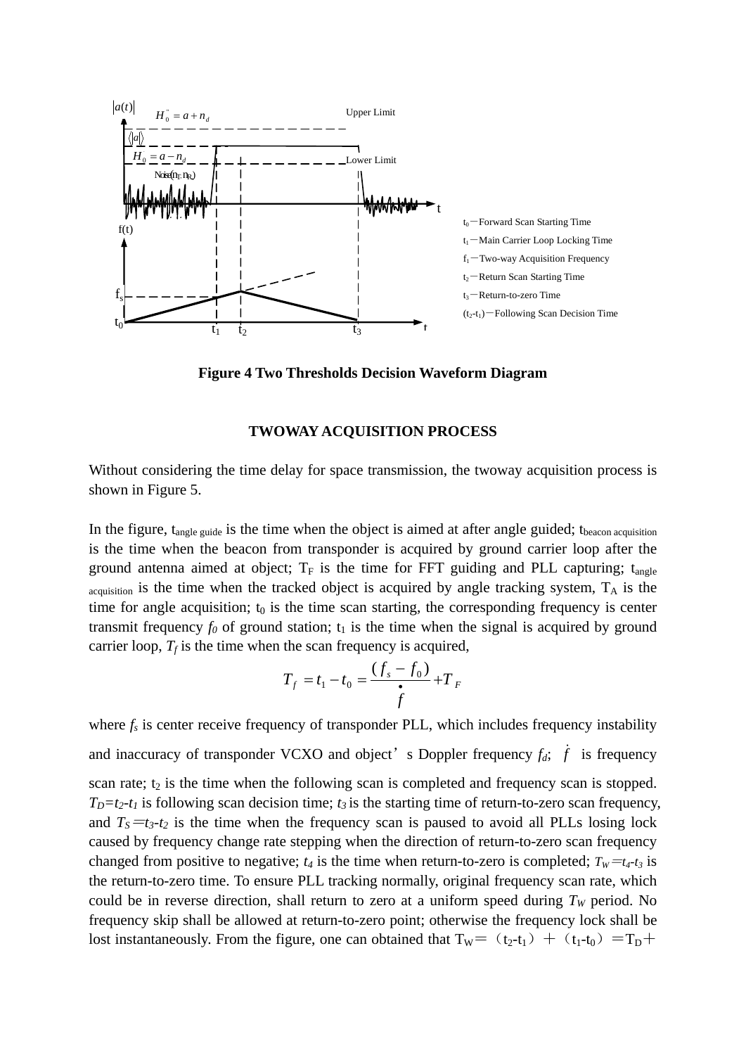t0—Forward Scan Starting Time

t1—Main Carrier Loop Locking Time

f1—Two-way Acquisition Frequency

t2—Return Scan Starting Time

t3—Return-to-zero Time

(t2-t1)—Following Scan Decision Time

**Figure 4 Two Thresholds Decision Waveform Diagram**

## TWOWAY ACQUISITION PROCESS

Without considering the time delay for space transmission, the twoway acquisition process is shown in Figure 5.

In the figure, $t_{angle\ guide}$ is the time when the object is aimed at after angle guided; $t_{beacon\ acquisition}$ is the time when the beacon from transponder is acquired by ground carrier loop after the ground antenna aimed at object; $T_F$ is the time for FFT guiding and PLL capturing; $t_{angle\ acquisition}$ is the time when the tracked object is acquired by angle tracking system, $T_A$ is the time for angle acquisition; $t_0$ is the time scan starting, the corresponding frequency is center transmit frequency $f_0$ of ground station; $t_1$ is the time when the signal is acquired by ground carrier loop, $T_f$ is the time when the scan frequency is acquired,

$$T_f = t_1 - t_0 = \frac{(f_s - f_0)}{\dot{f}} + T_F$$

where $f_s$ is center receive frequency of transponder PLL, which includes frequency instability and inaccuracy of transponder VCXO and object's Doppler frequency $f_d$; $\dot{f}$ is frequency scan rate; $t_2$ is the time when the following scan is completed and frequency scan is stopped. $T_D=t_2-t_1$ is following scan decision time; $t_3$ is the starting time of return-to-zero scan frequency, and $T_S=t_3-t_2$ is the time when the frequency scan is paused to avoid all PLLs losing lock caused by frequency change rate stepping when the direction of return-to-zero scan frequency changed from positive to negative; $t_4$ is the time when return-to-zero is completed; $T_W=t_4-t_3$ is the return-to-zero time. To ensure PLL tracking normally, original frequency scan rate, which could be in reverse direction, shall return to zero at a uniform speed during $T_W$ period. No frequency skip shall be allowed at return-to-zero point; otherwise the frequency lock shall be lost instantaneously. From the figure, one can obtained that $T_W$＝（$t_2$-$t_1$）＋（$t_1$-$t_0$）＝$T_D$＋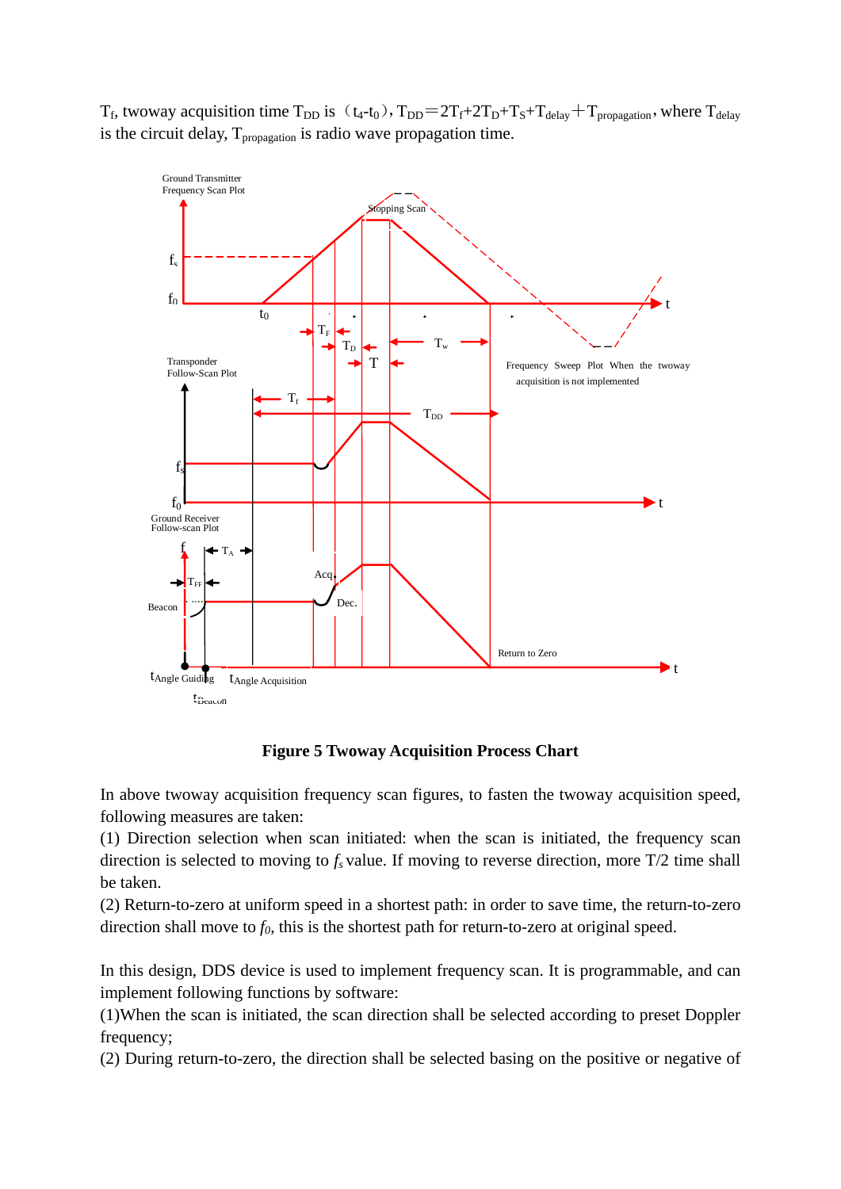$T_f$, twoway acquisition time $T_{DD}$ is（$t_4$-$t_0$）, $T_{DD}=2T_f+2T_D+T_S+T_{delay}+T_{propagation}$, where $T_{delay}$ is the circuit delay, $T_{propagation}$ is radio wave propagation time.

**Figure 5 Twoway Acquisition Process Chart**

In above twoway acquisition frequency scan figures, to fasten the twoway acquisition speed, following measures are taken:

(1) Direction selection when scan initiated: when the scan is initiated, the frequency scan direction is selected to moving to $f_s$ value. If moving to reverse direction, more T/2 time shall be taken.

(2) Return-to-zero at uniform speed in a shortest path: in order to save time, the return-to-zero direction shall move to $f_0$, this is the shortest path for return-to-zero at original speed.

In this design, DDS device is used to implement frequency scan. It is programmable, and can implement following functions by software:

(1)When the scan is initiated, the scan direction shall be selected according to preset Doppler frequency;

(2) During return-to-zero, the direction shall be selected basing on the positive or negative of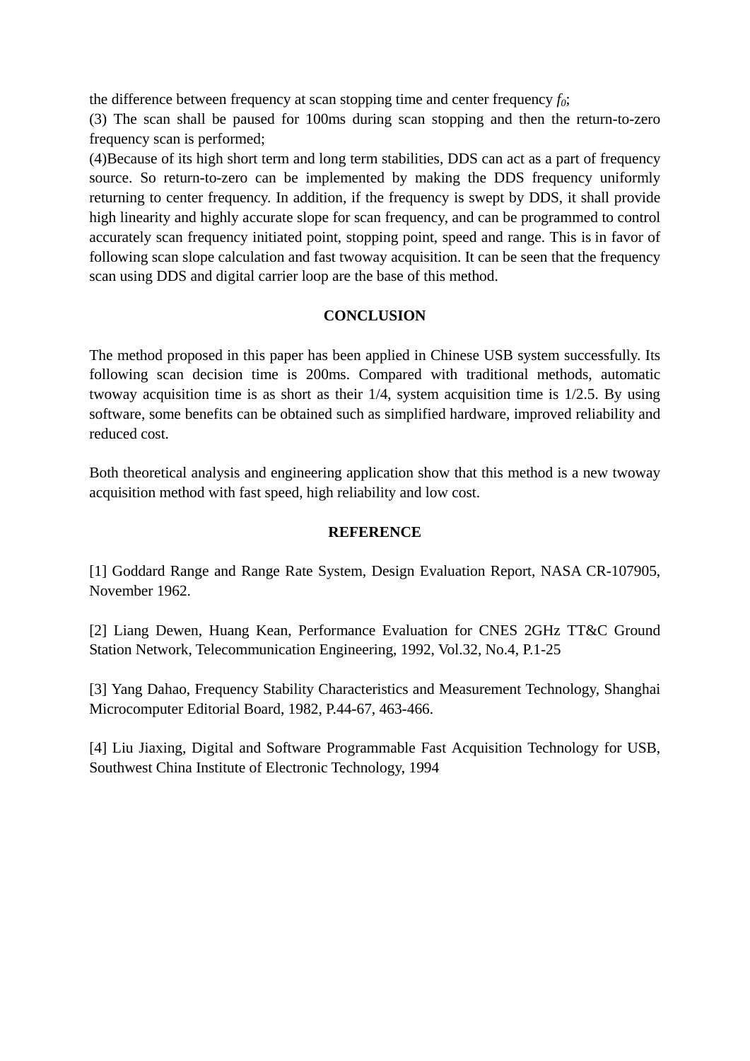the difference between frequency at scan stopping time and center frequency $f_0$;

(3) The scan shall be paused for 100ms during scan stopping and then the return-to-zero frequency scan is performed;

(4)Because of its high short term and long term stabilities, DDS can act as a part of frequency source. So return-to-zero can be implemented by making the DDS frequency uniformly returning to center frequency. In addition, if the frequency is swept by DDS, it shall provide high linearity and highly accurate slope for scan frequency, and can be programmed to control accurately scan frequency initiated point, stopping point, speed and range. This is in favor of following scan slope calculation and fast twoway acquisition. It can be seen that the frequency scan using DDS and digital carrier loop are the base of this method.

## CONCLUSION

The method proposed in this paper has been applied in Chinese USB system successfully. Its following scan decision time is 200ms. Compared with traditional methods, automatic twoway acquisition time is as short as their 1/4, system acquisition time is 1/2.5. By using software, some benefits can be obtained such as simplified hardware, improved reliability and reduced cost.

Both theoretical analysis and engineering application show that this method is a new twoway acquisition method with fast speed, high reliability and low cost.

## REFERENCE

[1] Goddard Range and Range Rate System, Design Evaluation Report, NASA CR-107905, November 1962.

[2] Liang Dewen, Huang Kean, Performance Evaluation for CNES 2GHz TT&C Ground Station Network, Telecommunication Engineering, 1992, Vol.32, No.4, P.1-25

[3] Yang Dahao, Frequency Stability Characteristics and Measurement Technology, Shanghai Microcomputer Editorial Board, 1982, P.44-67, 463-466.

[4] Liu Jiaxing, Digital and Software Programmable Fast Acquisition Technology for USB, Southwest China Institute of Electronic Technology, 1994